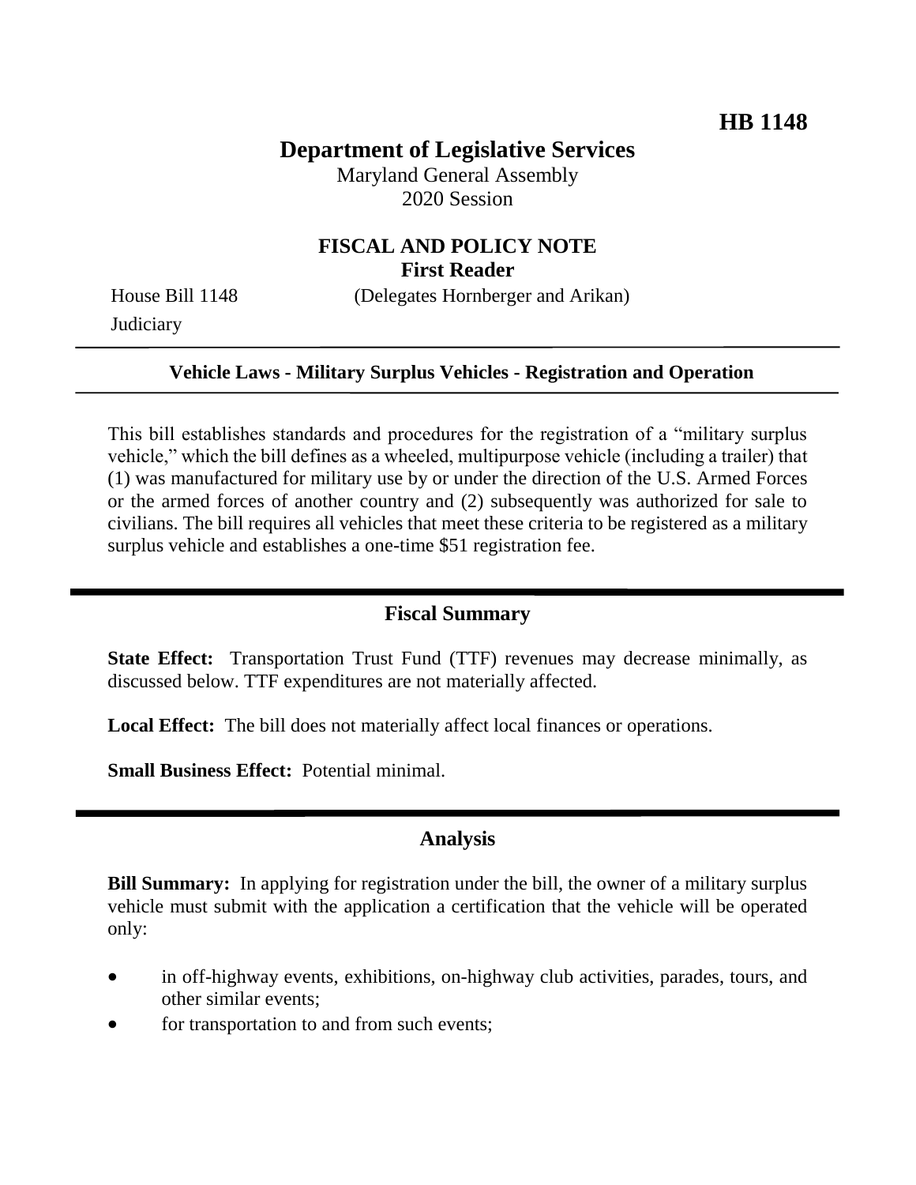**HB 1148**

# Department of Legislative Services

Maryland General Assembly
2020 Session

## FISCAL AND POLICY NOTE
**First Reader**

House Bill 1148 (Delegates Hornberger and Arikan)
Judiciary

**Vehicle Laws - Military Surplus Vehicles - Registration and Operation**

This bill establishes standards and procedures for the registration of a "military surplus vehicle," which the bill defines as a wheeled, multipurpose vehicle (including a trailer) that (1) was manufactured for military use by or under the direction of the U.S. Armed Forces or the armed forces of another country and (2) subsequently was authorized for sale to civilians. The bill requires all vehicles that meet these criteria to be registered as a military surplus vehicle and establishes a one-time $51 registration fee.

## Fiscal Summary

**State Effect:** Transportation Trust Fund (TTF) revenues may decrease minimally, as discussed below. TTF expenditures are not materially affected.

**Local Effect:** The bill does not materially affect local finances or operations.

**Small Business Effect:** Potential minimal.

## Analysis

**Bill Summary:** In applying for registration under the bill, the owner of a military surplus vehicle must submit with the application a certification that the vehicle will be operated only:

- in off-highway events, exhibitions, on-highway club activities, parades, tours, and other similar events;
- for transportation to and from such events;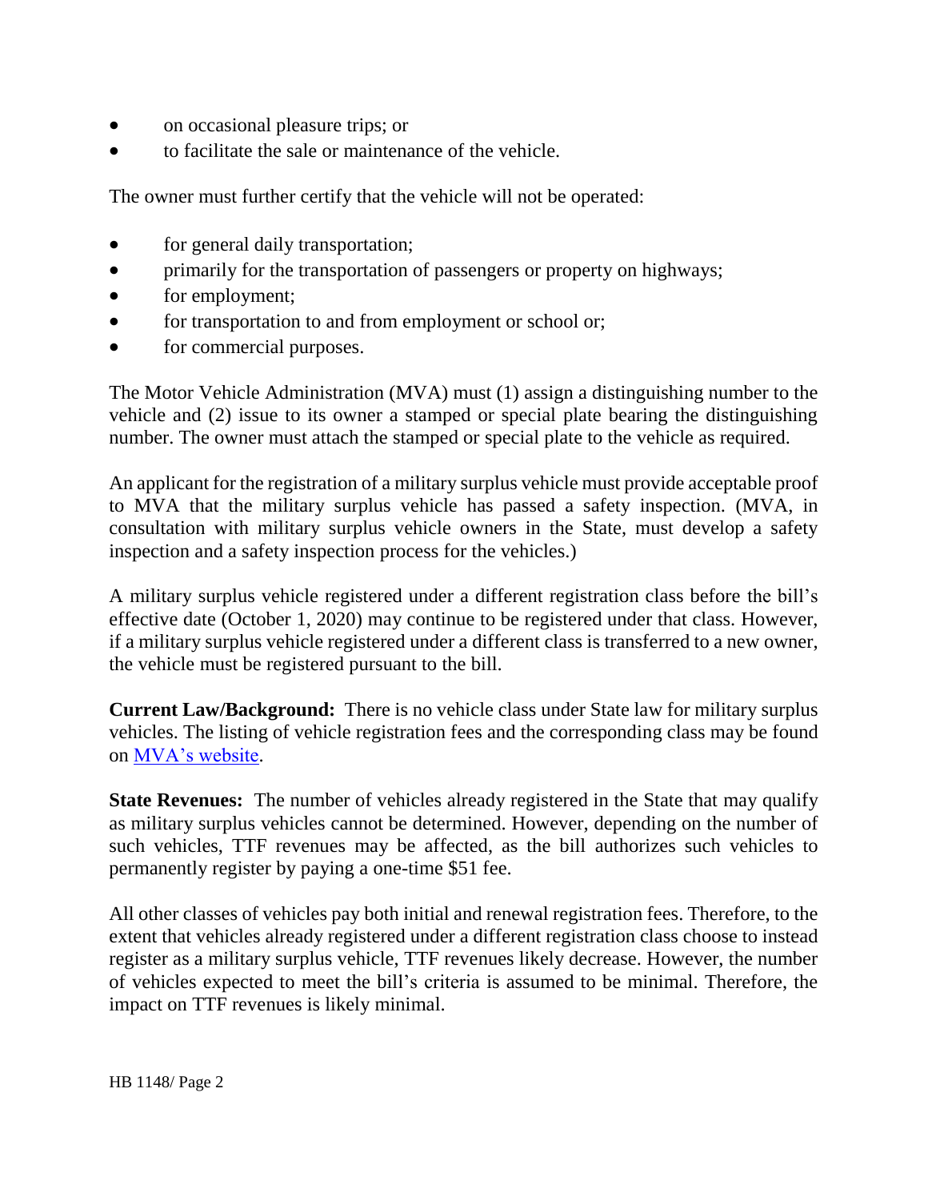- on occasional pleasure trips; or
- to facilitate the sale or maintenance of the vehicle.

The owner must further certify that the vehicle will not be operated:

- for general daily transportation;
- primarily for the transportation of passengers or property on highways;
- for employment;
- for transportation to and from employment or school or;
- for commercial purposes.

The Motor Vehicle Administration (MVA) must (1) assign a distinguishing number to the vehicle and (2) issue to its owner a stamped or special plate bearing the distinguishing number. The owner must attach the stamped or special plate to the vehicle as required.

An applicant for the registration of a military surplus vehicle must provide acceptable proof to MVA that the military surplus vehicle has passed a safety inspection. (MVA, in consultation with military surplus vehicle owners in the State, must develop a safety inspection and a safety inspection process for the vehicles.)

A military surplus vehicle registered under a different registration class before the bill's effective date (October 1, 2020) may continue to be registered under that class. However, if a military surplus vehicle registered under a different class is transferred to a new owner, the vehicle must be registered pursuant to the bill.

**Current Law/Background:** There is no vehicle class under State law for military surplus vehicles. The listing of vehicle registration fees and the corresponding class may be found on [MVA's website](MVA's website).

**State Revenues:** The number of vehicles already registered in the State that may qualify as military surplus vehicles cannot be determined. However, depending on the number of such vehicles, TTF revenues may be affected, as the bill authorizes such vehicles to permanently register by paying a one-time $51 fee.

All other classes of vehicles pay both initial and renewal registration fees. Therefore, to the extent that vehicles already registered under a different registration class choose to instead register as a military surplus vehicle, TTF revenues likely decrease. However, the number of vehicles expected to meet the bill's criteria is assumed to be minimal. Therefore, the impact on TTF revenues is likely minimal.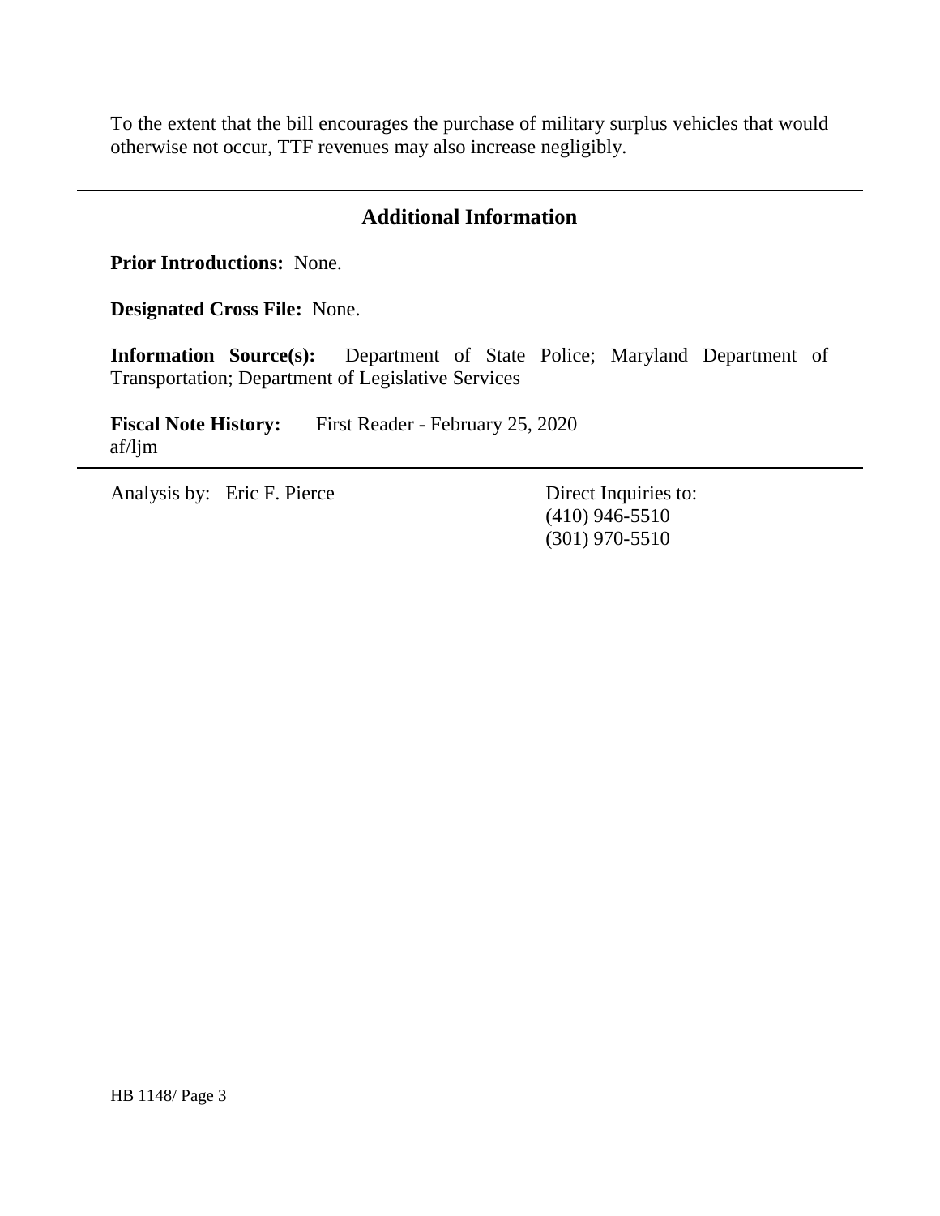To the extent that the bill encourages the purchase of military surplus vehicles that would otherwise not occur, TTF revenues may also increase negligibly.

## Additional Information

**Prior Introductions:** None.

**Designated Cross File:** None.

**Information Source(s):** Department of State Police; Maryland Department of Transportation; Department of Legislative Services

**Fiscal Note History:** First Reader - February 25, 2020
af/ljm

Analysis by: Eric F. Pierce

Direct Inquiries to:
(410) 946-5510
(301) 970-5510